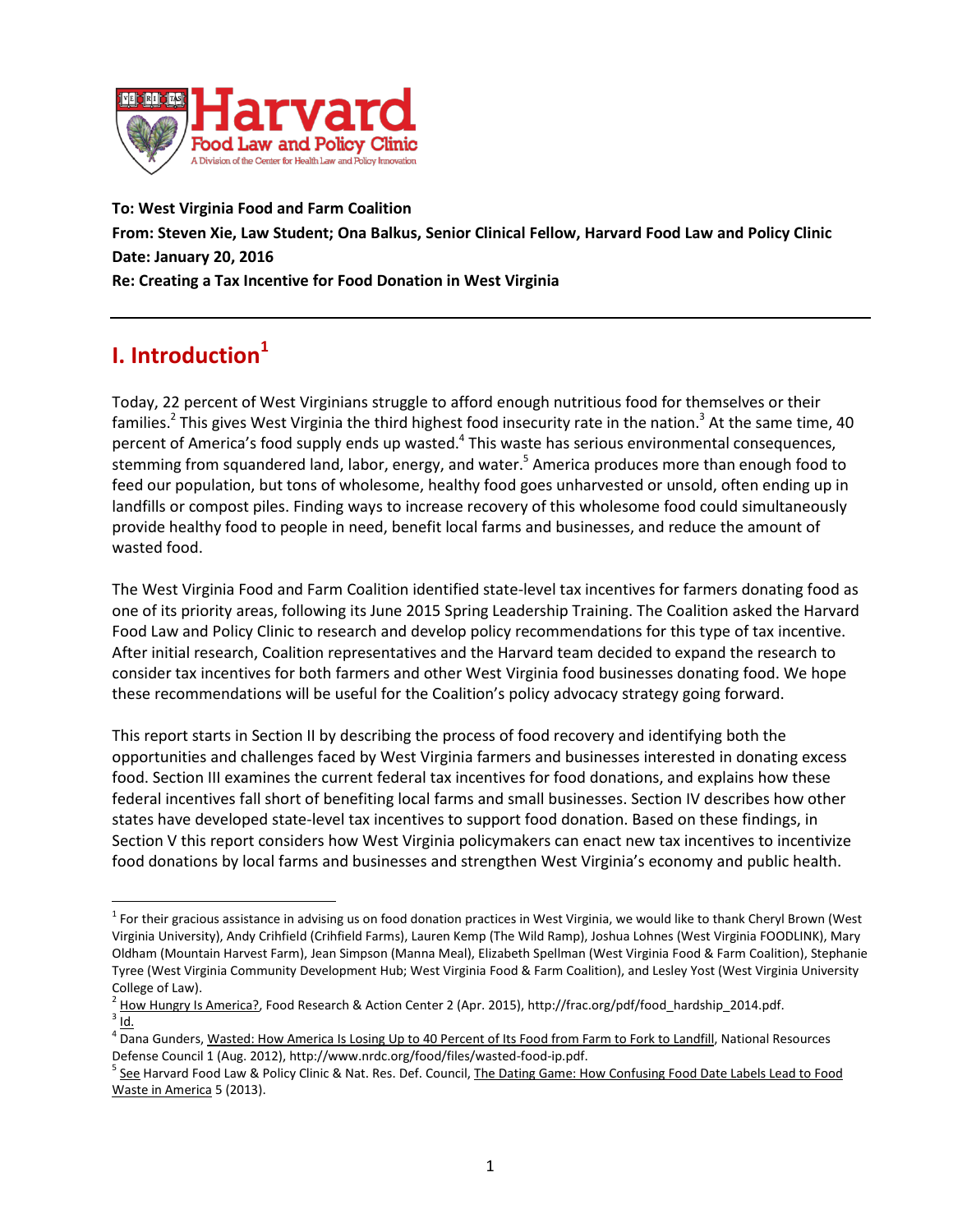**To: West Virginia Food and Farm Coalition**
**From: Steven Xie, Law Student; Ona Balkus, Senior Clinical Fellow, Harvard Food Law and Policy Clinic**
**Date: January 20, 2016**
**Re: Creating a Tax Incentive for Food Donation in West Virginia**

---

# I. Introduction[1]

Today, 22 percent of West Virginians struggle to afford enough nutritious food for themselves or their families.[2] This gives West Virginia the third highest food insecurity rate in the nation.[3] At the same time, 40 percent of America's food supply ends up wasted.[4] This waste has serious environmental consequences, stemming from squandered land, labor, energy, and water.[5] America produces more than enough food to feed our population, but tons of wholesome, healthy food goes unharvested or unsold, often ending up in landfills or compost piles. Finding ways to increase recovery of this wholesome food could simultaneously provide healthy food to people in need, benefit local farms and businesses, and reduce the amount of wasted food.

The West Virginia Food and Farm Coalition identified state-level tax incentives for farmers donating food as one of its priority areas, following its June 2015 Spring Leadership Training. The Coalition asked the Harvard Food Law and Policy Clinic to research and develop policy recommendations for this type of tax incentive. After initial research, Coalition representatives and the Harvard team decided to expand the research to consider tax incentives for both farmers and other West Virginia food businesses donating food. We hope these recommendations will be useful for the Coalition's policy advocacy strategy going forward.

This report starts in Section II by describing the process of food recovery and identifying both the opportunities and challenges faced by West Virginia farmers and businesses interested in donating excess food. Section III examines the current federal tax incentives for food donations, and explains how these federal incentives fall short of benefiting local farms and small businesses. Section IV describes how other states have developed state-level tax incentives to support food donation. Based on these findings, in Section V this report considers how West Virginia policymakers can enact new tax incentives to incentivize food donations by local farms and businesses and strengthen West Virginia's economy and public health.

---

[1] For their gracious assistance in advising us on food donation practices in West Virginia, we would like to thank Cheryl Brown (West Virginia University), Andy Crihfield (Crihfield Farms), Lauren Kemp (The Wild Ramp), Joshua Lohnes (West Virginia FOODLINK), Mary Oldham (Mountain Harvest Farm), Jean Simpson (Manna Meal), Elizabeth Spellman (West Virginia Food & Farm Coalition), Stephanie Tyree (West Virginia Community Development Hub; West Virginia Food & Farm Coalition), and Lesley Yost (West Virginia University College of Law).

[2] How Hungry Is America?, Food Research & Action Center 2 (Apr. 2015), http://frac.org/pdf/food_hardship_2014.pdf.

[3] Id.

[4] Dana Gunders, Wasted: How America Is Losing Up to 40 Percent of Its Food from Farm to Fork to Landfill, National Resources Defense Council 1 (Aug. 2012), http://www.nrdc.org/food/files/wasted-food-ip.pdf.

[5] See Harvard Food Law & Policy Clinic & Nat. Res. Def. Council, The Dating Game: How Confusing Food Date Labels Lead to Food Waste in America 5 (2013).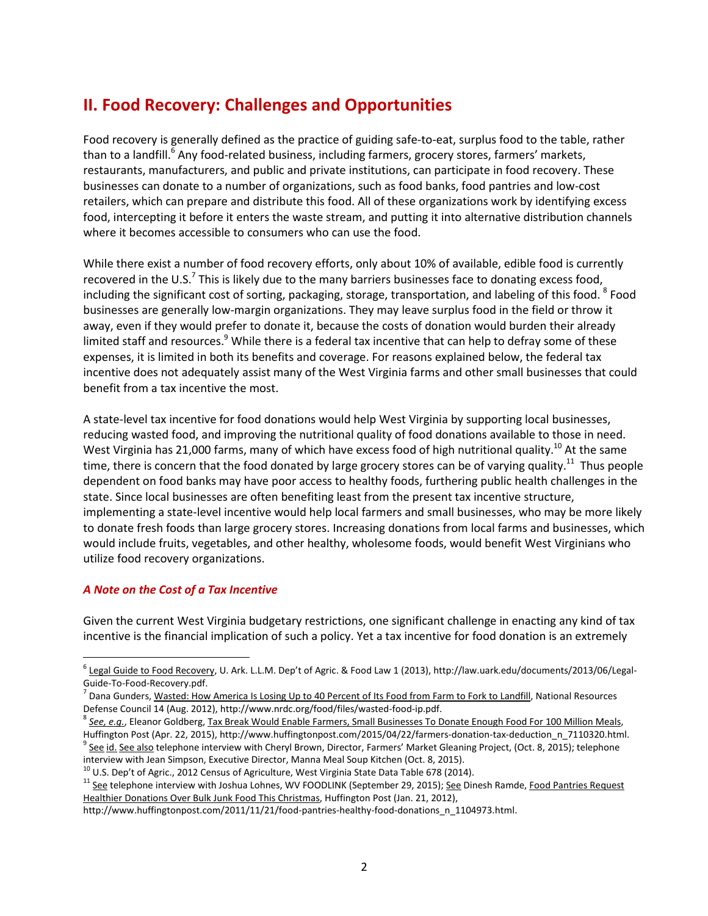## II. Food Recovery: Challenges and Opportunities

Food recovery is generally defined as the practice of guiding safe-to-eat, surplus food to the table, rather than to a landfill.[6] Any food-related business, including farmers, grocery stores, farmers' markets, restaurants, manufacturers, and public and private institutions, can participate in food recovery. These businesses can donate to a number of organizations, such as food banks, food pantries and low-cost retailers, which can prepare and distribute this food. All of these organizations work by identifying excess food, intercepting it before it enters the waste stream, and putting it into alternative distribution channels where it becomes accessible to consumers who can use the food.

While there exist a number of food recovery efforts, only about 10% of available, edible food is currently recovered in the U.S.[7] This is likely due to the many barriers businesses face to donating excess food, including the significant cost of sorting, packaging, storage, transportation, and labeling of this food. [8] Food businesses are generally low-margin organizations. They may leave surplus food in the field or throw it away, even if they would prefer to donate it, because the costs of donation would burden their already limited staff and resources.[9] While there is a federal tax incentive that can help to defray some of these expenses, it is limited in both its benefits and coverage. For reasons explained below, the federal tax incentive does not adequately assist many of the West Virginia farms and other small businesses that could benefit from a tax incentive the most.

A state-level tax incentive for food donations would help West Virginia by supporting local businesses, reducing wasted food, and improving the nutritional quality of food donations available to those in need. West Virginia has 21,000 farms, many of which have excess food of high nutritional quality.[10] At the same time, there is concern that the food donated by large grocery stores can be of varying quality.[11] Thus people dependent on food banks may have poor access to healthy foods, furthering public health challenges in the state. Since local businesses are often benefiting least from the present tax incentive structure, implementing a state-level incentive would help local farmers and small businesses, who may be more likely to donate fresh foods than large grocery stores. Increasing donations from local farms and businesses, which would include fruits, vegetables, and other healthy, wholesome foods, would benefit West Virginians who utilize food recovery organizations.

### *A Note on the Cost of a Tax Incentive*

Given the current West Virginia budgetary restrictions, one significant challenge in enacting any kind of tax incentive is the financial implication of such a policy. Yet a tax incentive for food donation is an extremely

---

[6] Legal Guide to Food Recovery, U. Ark. L.L.M. Dep't of Agric. & Food Law 1 (2013), http://law.uark.edu/documents/2013/06/Legal-Guide-To-Food-Recovery.pdf.

[7] Dana Gunders, Wasted: How America Is Losing Up to 40 Percent of Its Food from Farm to Fork to Landfill, National Resources Defense Council 14 (Aug. 2012), http://www.nrdc.org/food/files/wasted-food-ip.pdf.

[8] *See, e.g.*, Eleanor Goldberg, Tax Break Would Enable Farmers, Small Businesses To Donate Enough Food For 100 Million Meals, Huffington Post (Apr. 22, 2015), http://www.huffingtonpost.com/2015/04/22/farmers-donation-tax-deduction_n_7110320.html.

[9] See id. See also telephone interview with Cheryl Brown, Director, Farmers' Market Gleaning Project, (Oct. 8, 2015); telephone interview with Jean Simpson, Executive Director, Manna Meal Soup Kitchen (Oct. 8, 2015).

[10] U.S. Dep't of Agric., 2012 Census of Agriculture, West Virginia State Data Table 678 (2014).

[11] See telephone interview with Joshua Lohnes, WV FOODLINK (September 29, 2015); See Dinesh Ramde, Food Pantries Request Healthier Donations Over Bulk Junk Food This Christmas, Huffington Post (Jan. 21, 2012), http://www.huffingtonpost.com/2011/11/21/food-pantries-healthy-food-donations_n_1104973.html.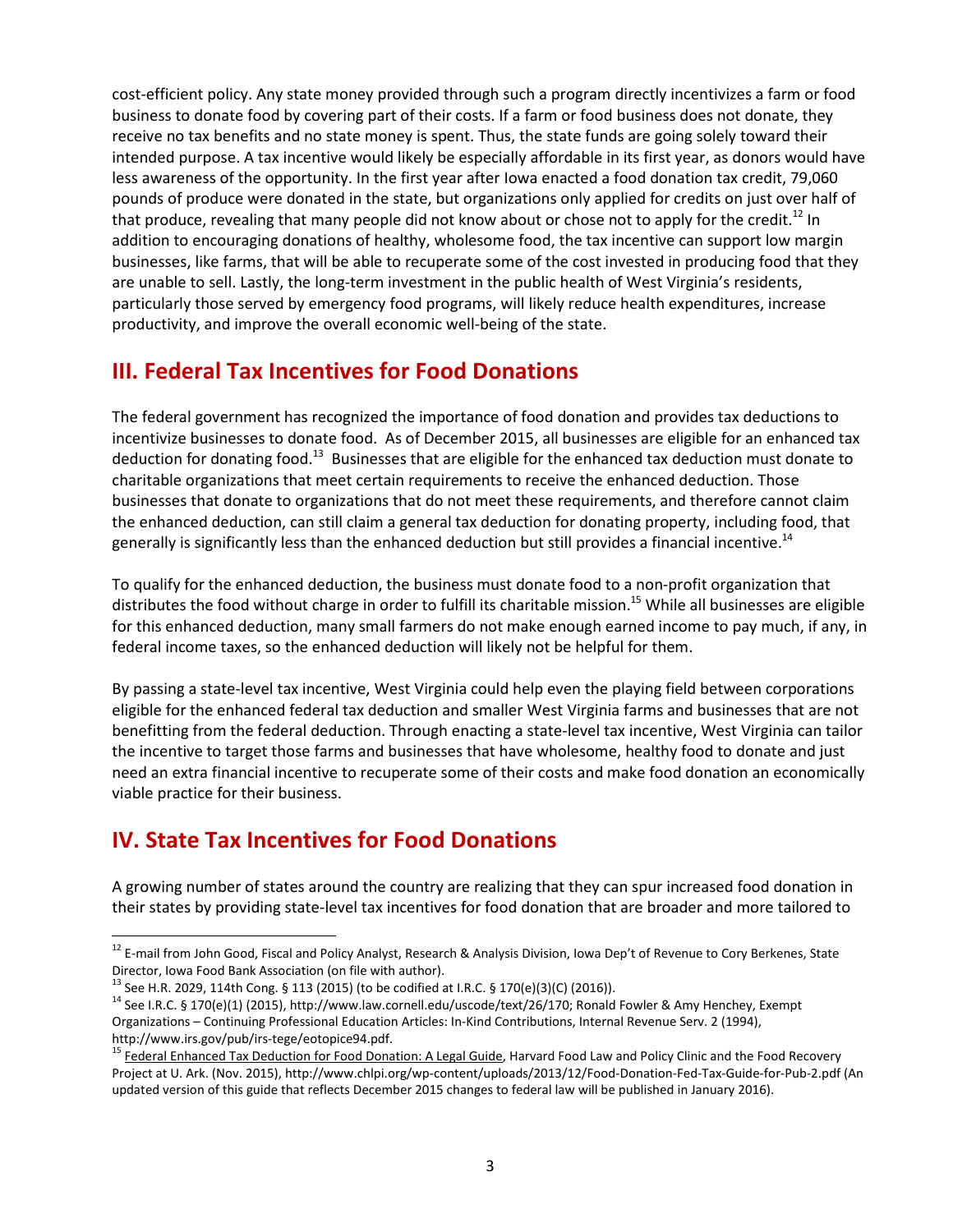cost-efficient policy. Any state money provided through such a program directly incentivizes a farm or food business to donate food by covering part of their costs. If a farm or food business does not donate, they receive no tax benefits and no state money is spent. Thus, the state funds are going solely toward their intended purpose. A tax incentive would likely be especially affordable in its first year, as donors would have less awareness of the opportunity. In the first year after Iowa enacted a food donation tax credit, 79,060 pounds of produce were donated in the state, but organizations only applied for credits on just over half of that produce, revealing that many people did not know about or chose not to apply for the credit.[12] In addition to encouraging donations of healthy, wholesome food, the tax incentive can support low margin businesses, like farms, that will be able to recuperate some of the cost invested in producing food that they are unable to sell. Lastly, the long-term investment in the public health of West Virginia's residents, particularly those served by emergency food programs, will likely reduce health expenditures, increase productivity, and improve the overall economic well-being of the state.

## III. Federal Tax Incentives for Food Donations

The federal government has recognized the importance of food donation and provides tax deductions to incentivize businesses to donate food. As of December 2015, all businesses are eligible for an enhanced tax deduction for donating food.[13] Businesses that are eligible for the enhanced tax deduction must donate to charitable organizations that meet certain requirements to receive the enhanced deduction. Those businesses that donate to organizations that do not meet these requirements, and therefore cannot claim the enhanced deduction, can still claim a general tax deduction for donating property, including food, that generally is significantly less than the enhanced deduction but still provides a financial incentive.[14]

To qualify for the enhanced deduction, the business must donate food to a non-profit organization that distributes the food without charge in order to fulfill its charitable mission.[15] While all businesses are eligible for this enhanced deduction, many small farmers do not make enough earned income to pay much, if any, in federal income taxes, so the enhanced deduction will likely not be helpful for them.

By passing a state-level tax incentive, West Virginia could help even the playing field between corporations eligible for the enhanced federal tax deduction and smaller West Virginia farms and businesses that are not benefitting from the federal deduction. Through enacting a state-level tax incentive, West Virginia can tailor the incentive to target those farms and businesses that have wholesome, healthy food to donate and just need an extra financial incentive to recuperate some of their costs and make food donation an economically viable practice for their business.

## IV. State Tax Incentives for Food Donations

A growing number of states around the country are realizing that they can spur increased food donation in their states by providing state-level tax incentives for food donation that are broader and more tailored to

---

[12] E-mail from John Good, Fiscal and Policy Analyst, Research & Analysis Division, Iowa Dep't of Revenue to Cory Berkenes, State Director, Iowa Food Bank Association (on file with author).

[13] See H.R. 2029, 114th Cong. § 113 (2015) (to be codified at I.R.C. § 170(e)(3)(C) (2016)).

[14] See I.R.C. § 170(e)(1) (2015), http://www.law.cornell.edu/uscode/text/26/170; Ronald Fowler & Amy Henchey, Exempt Organizations – Continuing Professional Education Articles: In-Kind Contributions, Internal Revenue Serv. 2 (1994), http://www.irs.gov/pub/irs-tege/eotopice94.pdf.

[15] Federal Enhanced Tax Deduction for Food Donation: A Legal Guide, Harvard Food Law and Policy Clinic and the Food Recovery Project at U. Ark. (Nov. 2015), http://www.chlpi.org/wp-content/uploads/2013/12/Food-Donation-Fed-Tax-Guide-for-Pub-2.pdf (An updated version of this guide that reflects December 2015 changes to federal law will be published in January 2016).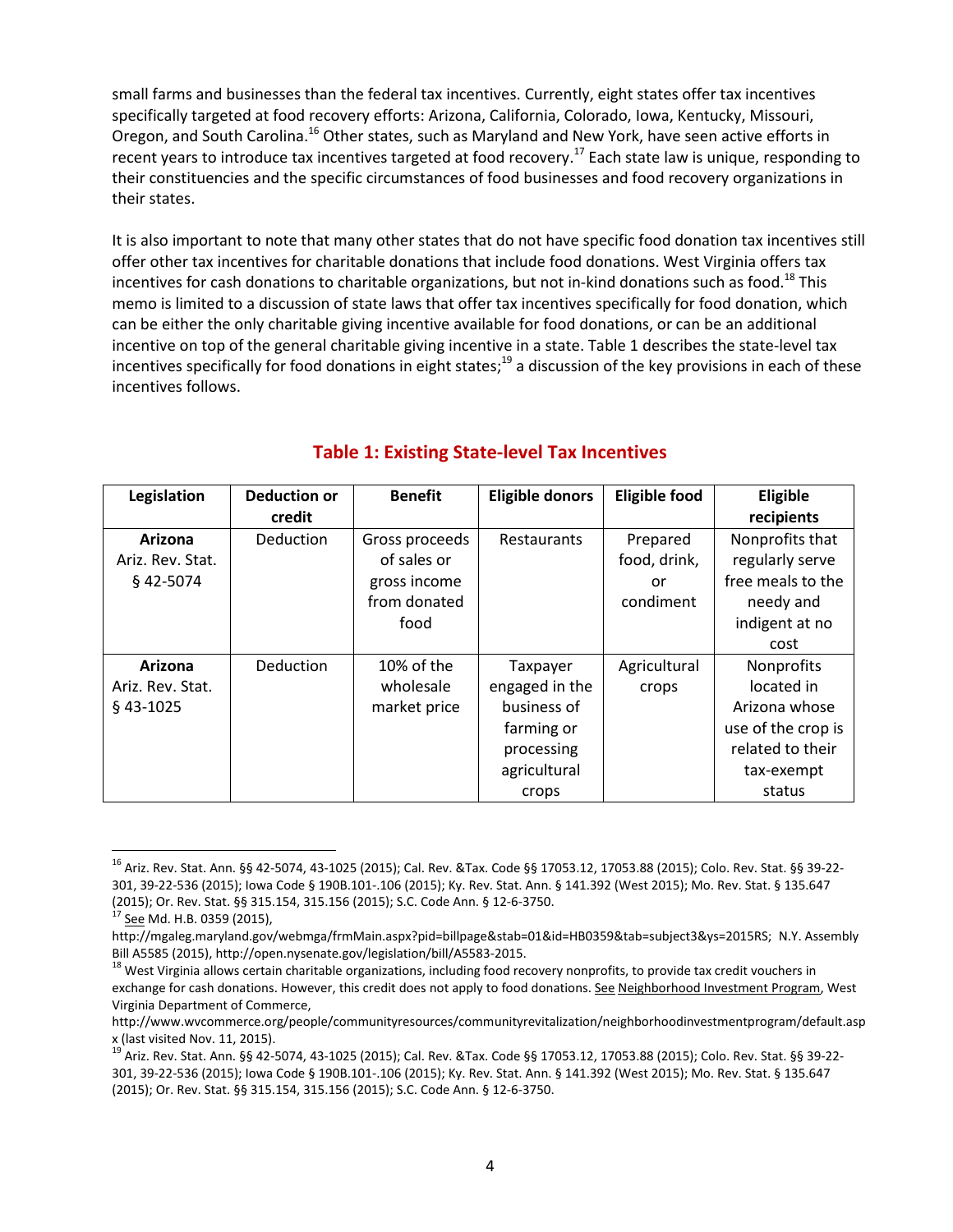small farms and businesses than the federal tax incentives. Currently, eight states offer tax incentives specifically targeted at food recovery efforts: Arizona, California, Colorado, Iowa, Kentucky, Missouri, Oregon, and South Carolina.[16] Other states, such as Maryland and New York, have seen active efforts in recent years to introduce tax incentives targeted at food recovery.[17] Each state law is unique, responding to their constituencies and the specific circumstances of food businesses and food recovery organizations in their states.

It is also important to note that many other states that do not have specific food donation tax incentives still offer other tax incentives for charitable donations that include food donations. West Virginia offers tax incentives for cash donations to charitable organizations, but not in-kind donations such as food.[18] This memo is limited to a discussion of state laws that offer tax incentives specifically for food donation, which can be either the only charitable giving incentive available for food donations, or can be an additional incentive on top of the general charitable giving incentive in a state. Table 1 describes the state-level tax incentives specifically for food donations in eight states;[19] a discussion of the key provisions in each of these incentives follows.

## Table 1: Existing State-level Tax Incentives

| Legislation | Deduction or credit | Benefit | Eligible donors | Eligible food | Eligible recipients |
|---|---|---|---|---|---|
| **Arizona** Ariz. Rev. Stat. § 42-5074 | Deduction | Gross proceeds of sales or gross income from donated food | Restaurants | Prepared food, drink, or condiment | Nonprofits that regularly serve free meals to the needy and indigent at no cost |
| **Arizona** Ariz. Rev. Stat. § 43-1025 | Deduction | 10% of the wholesale market price | Taxpayer engaged in the business of farming or processing agricultural crops | Agricultural crops | Nonprofits located in Arizona whose use of the crop is related to their tax-exempt status |

[16] Ariz. Rev. Stat. Ann. §§ 42-5074, 43-1025 (2015); Cal. Rev. &Tax. Code §§ 17053.12, 17053.88 (2015); Colo. Rev. Stat. §§ 39-22-301, 39-22-536 (2015); Iowa Code § 190B.101-.106 (2015); Ky. Rev. Stat. Ann. § 141.392 (West 2015); Mo. Rev. Stat. § 135.647 (2015); Or. Rev. Stat. §§ 315.154, 315.156 (2015); S.C. Code Ann. § 12-6-3750.

[17] See Md. H.B. 0359 (2015), http://mgaleg.maryland.gov/webmga/frmMain.aspx?pid=billpage&stab=01&id=HB0359&tab=subject3&ys=2015RS; N.Y. Assembly Bill A5585 (2015), http://open.nysenate.gov/legislation/bill/A5583-2015.

[18] West Virginia allows certain charitable organizations, including food recovery nonprofits, to provide tax credit vouchers in exchange for cash donations. However, this credit does not apply to food donations. See Neighborhood Investment Program, West Virginia Department of Commerce, http://www.wvcommerce.org/people/communityresources/communityrevitalization/neighborhoodinvestmentprogram/default.aspx (last visited Nov. 11, 2015).

[19] Ariz. Rev. Stat. Ann. §§ 42-5074, 43-1025 (2015); Cal. Rev. &Tax. Code §§ 17053.12, 17053.88 (2015); Colo. Rev. Stat. §§ 39-22-301, 39-22-536 (2015); Iowa Code § 190B.101-.106 (2015); Ky. Rev. Stat. Ann. § 141.392 (West 2015); Mo. Rev. Stat. § 135.647 (2015); Or. Rev. Stat. §§ 315.154, 315.156 (2015); S.C. Code Ann. § 12-6-3750.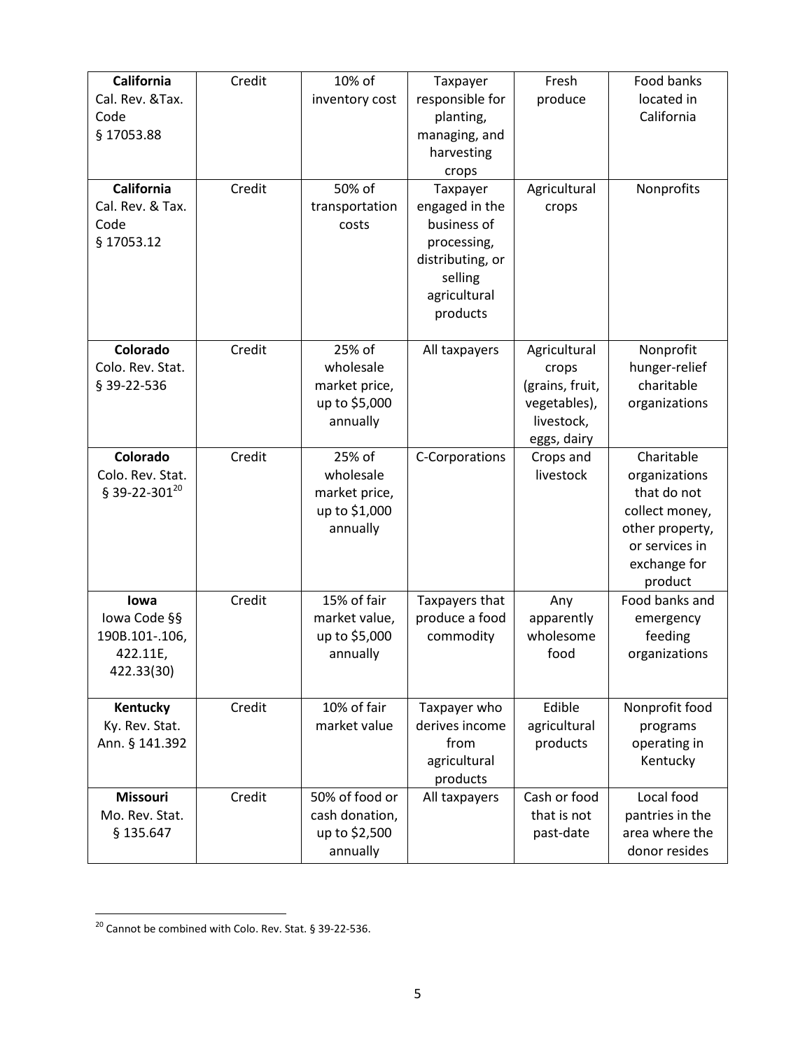| **California** Cal. Rev. &Tax. Code § 17053.88 | Credit | 10% of inventory cost | Taxpayer responsible for planting, managing, and harvesting crops | Fresh produce | Food banks located in California |
|---|---|---|---|---|---|
| **California** Cal. Rev. & Tax. Code § 17053.12 | Credit | 50% of transportation costs | Taxpayer engaged in the business of processing, distributing, or selling agricultural products | Agricultural crops | Nonprofits |
| **Colorado** Colo. Rev. Stat. § 39-22-536 | Credit | 25% of wholesale market price, up to $5,000 annually | All taxpayers | Agricultural crops (grains, fruit, vegetables), livestock, eggs, dairy | Nonprofit hunger-relief charitable organizations |
| **Colorado** Colo. Rev. Stat. § 39-22-301[20] | Credit | 25% of wholesale market price, up to $1,000 annually | C-Corporations | Crops and livestock | Charitable organizations that do not collect money, other property, or services in exchange for product |
| **Iowa** Iowa Code §§ 190B.101-.106, 422.11E, 422.33(30) | Credit | 15% of fair market value, up to $5,000 annually | Taxpayers that produce a food commodity | Any apparently wholesome food | Food banks and emergency feeding organizations |
| **Kentucky** Ky. Rev. Stat. Ann. § 141.392 | Credit | 10% of fair market value | Taxpayer who derives income from agricultural products | Edible agricultural products | Nonprofit food programs operating in Kentucky |
| **Missouri** Mo. Rev. Stat. § 135.647 | Credit | 50% of food or cash donation, up to $2,500 annually | All taxpayers | Cash or food that is not past-date | Local food pantries in the area where the donor resides |

[20] Cannot be combined with Colo. Rev. Stat. § 39-22-536.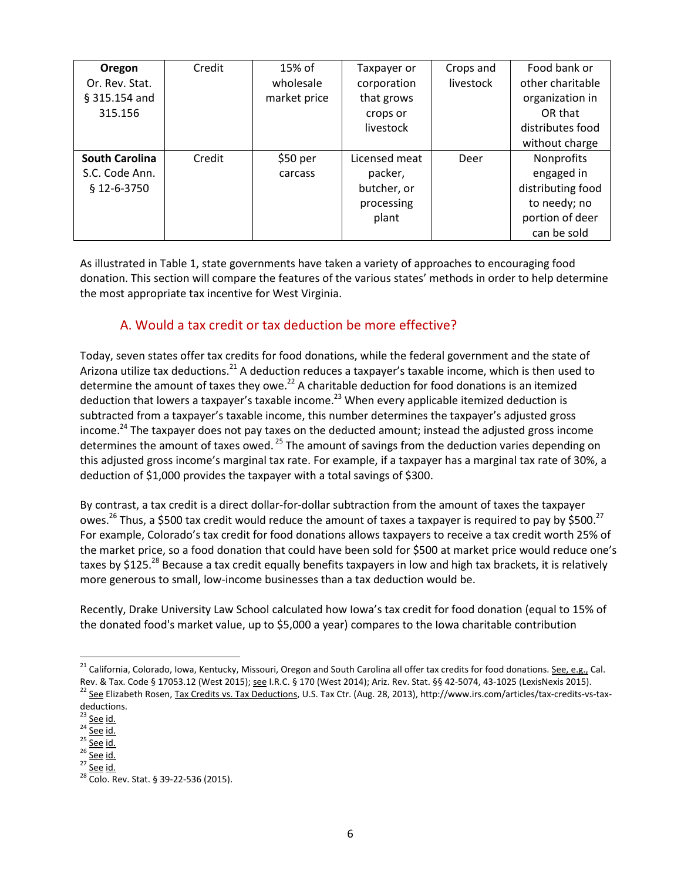| **Oregon** Or. Rev. Stat. § 315.154 and 315.156 | Credit | 15% of wholesale market price | Taxpayer or corporation that grows crops or livestock | Crops and livestock | Food bank or other charitable organization in OR that distributes food without charge |
|---|---|---|---|---|---|
| **South Carolina** S.C. Code Ann. § 12-6-3750 | Credit | $50 per carcass | Licensed meat packer, butcher, or processing plant | Deer | Nonprofits engaged in distributing food to needy; no portion of deer can be sold |

As illustrated in Table 1, state governments have taken a variety of approaches to encouraging food donation. This section will compare the features of the various states' methods in order to help determine the most appropriate tax incentive for West Virginia.

## A. Would a tax credit or tax deduction be more effective?

Today, seven states offer tax credits for food donations, while the federal government and the state of Arizona utilize tax deductions.[21] A deduction reduces a taxpayer's taxable income, which is then used to determine the amount of taxes they owe.[22] A charitable deduction for food donations is an itemized deduction that lowers a taxpayer's taxable income.[23] When every applicable itemized deduction is subtracted from a taxpayer's taxable income, this number determines the taxpayer's adjusted gross income.[24] The taxpayer does not pay taxes on the deducted amount; instead the adjusted gross income determines the amount of taxes owed.[25] The amount of savings from the deduction varies depending on this adjusted gross income's marginal tax rate. For example, if a taxpayer has a marginal tax rate of 30%, a deduction of $1,000 provides the taxpayer with a total savings of $300.

By contrast, a tax credit is a direct dollar-for-dollar subtraction from the amount of taxes the taxpayer owes.[26] Thus, a $500 tax credit would reduce the amount of taxes a taxpayer is required to pay by $500.[27] For example, Colorado's tax credit for food donations allows taxpayers to receive a tax credit worth 25% of the market price, so a food donation that could have been sold for $500 at market price would reduce one's taxes by $125.[28] Because a tax credit equally benefits taxpayers in low and high tax brackets, it is relatively more generous to small, low-income businesses than a tax deduction would be.

Recently, Drake University Law School calculated how Iowa's tax credit for food donation (equal to 15% of the donated food's market value, up to $5,000 a year) compares to the Iowa charitable contribution

---

[21] California, Colorado, Iowa, Kentucky, Missouri, Oregon and South Carolina all offer tax credits for food donations. See, e.g., Cal. Rev. & Tax. Code § 17053.12 (West 2015); see I.R.C. § 170 (West 2014); Ariz. Rev. Stat. §§ 42-5074, 43-1025 (LexisNexis 2015).

[22] See Elizabeth Rosen, Tax Credits vs. Tax Deductions, U.S. Tax Ctr. (Aug. 28, 2013), http://www.irs.com/articles/tax-credits-vs-tax-deductions.

[23] See id.

[24] See id.

[25] See id.

[26] See id.

[27] See id.

[28] Colo. Rev. Stat. § 39-22-536 (2015).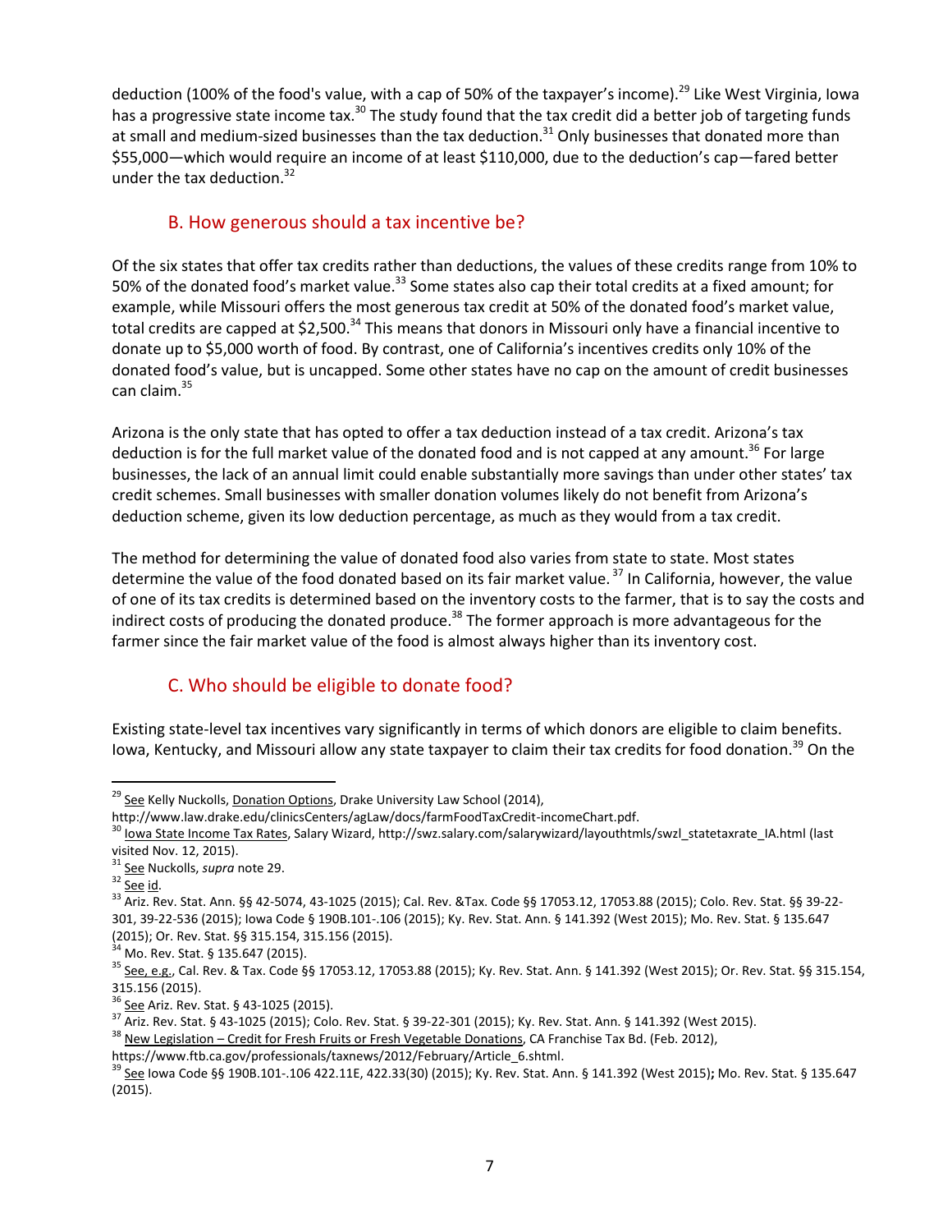deduction (100% of the food's value, with a cap of 50% of the taxpayer's income).[29] Like West Virginia, Iowa has a progressive state income tax.[30] The study found that the tax credit did a better job of targeting funds at small and medium-sized businesses than the tax deduction.[31] Only businesses that donated more than $55,000—which would require an income of at least $110,000, due to the deduction's cap—fared better under the tax deduction.[32]

## B. How generous should a tax incentive be?

Of the six states that offer tax credits rather than deductions, the values of these credits range from 10% to 50% of the donated food's market value.[33] Some states also cap their total credits at a fixed amount; for example, while Missouri offers the most generous tax credit at 50% of the donated food's market value, total credits are capped at $2,500.[34] This means that donors in Missouri only have a financial incentive to donate up to $5,000 worth of food. By contrast, one of California's incentives credits only 10% of the donated food's value, but is uncapped. Some other states have no cap on the amount of credit businesses can claim.[35]

Arizona is the only state that has opted to offer a tax deduction instead of a tax credit. Arizona's tax deduction is for the full market value of the donated food and is not capped at any amount.[36] For large businesses, the lack of an annual limit could enable substantially more savings than under other states' tax credit schemes. Small businesses with smaller donation volumes likely do not benefit from Arizona's deduction scheme, given its low deduction percentage, as much as they would from a tax credit.

The method for determining the value of donated food also varies from state to state. Most states determine the value of the food donated based on its fair market value.[37] In California, however, the value of one of its tax credits is determined based on the inventory costs to the farmer, that is to say the costs and indirect costs of producing the donated produce.[38] The former approach is more advantageous for the farmer since the fair market value of the food is almost always higher than its inventory cost.

## C. Who should be eligible to donate food?

Existing state-level tax incentives vary significantly in terms of which donors are eligible to claim benefits. Iowa, Kentucky, and Missouri allow any state taxpayer to claim their tax credits for food donation.[39] On the

---

[29] See Kelly Nuckolls, Donation Options, Drake University Law School (2014), http://www.law.drake.edu/clinicsCenters/agLaw/docs/farmFoodTaxCredit-incomeChart.pdf.

[30] Iowa State Income Tax Rates, Salary Wizard, http://swz.salary.com/salarywizard/layouthtmls/swzl_statetaxrate_IA.html (last visited Nov. 12, 2015).

[31] See Nuckolls, *supra* note 29.

[32] See id.

[33] Ariz. Rev. Stat. Ann. §§ 42-5074, 43-1025 (2015); Cal. Rev. &Tax. Code §§ 17053.12, 17053.88 (2015); Colo. Rev. Stat. §§ 39-22-301, 39-22-536 (2015); Iowa Code § 190B.101-.106 (2015); Ky. Rev. Stat. Ann. § 141.392 (West 2015); Mo. Rev. Stat. § 135.647 (2015); Or. Rev. Stat. §§ 315.154, 315.156 (2015).

[34] Mo. Rev. Stat. § 135.647 (2015).

[35] See, e.g., Cal. Rev. & Tax. Code §§ 17053.12, 17053.88 (2015); Ky. Rev. Stat. Ann. § 141.392 (West 2015); Or. Rev. Stat. §§ 315.154, 315.156 (2015).

[36] See Ariz. Rev. Stat. § 43-1025 (2015).

[37] Ariz. Rev. Stat. § 43-1025 (2015); Colo. Rev. Stat. § 39-22-301 (2015); Ky. Rev. Stat. Ann. § 141.392 (West 2015).

[38] New Legislation – Credit for Fresh Fruits or Fresh Vegetable Donations, CA Franchise Tax Bd. (Feb. 2012), https://www.ftb.ca.gov/professionals/taxnews/2012/February/Article_6.shtml.

[39] See Iowa Code §§ 190B.101-.106 422.11E, 422.33(30) (2015); Ky. Rev. Stat. Ann. § 141.392 (West 2015); Mo. Rev. Stat. § 135.647 (2015).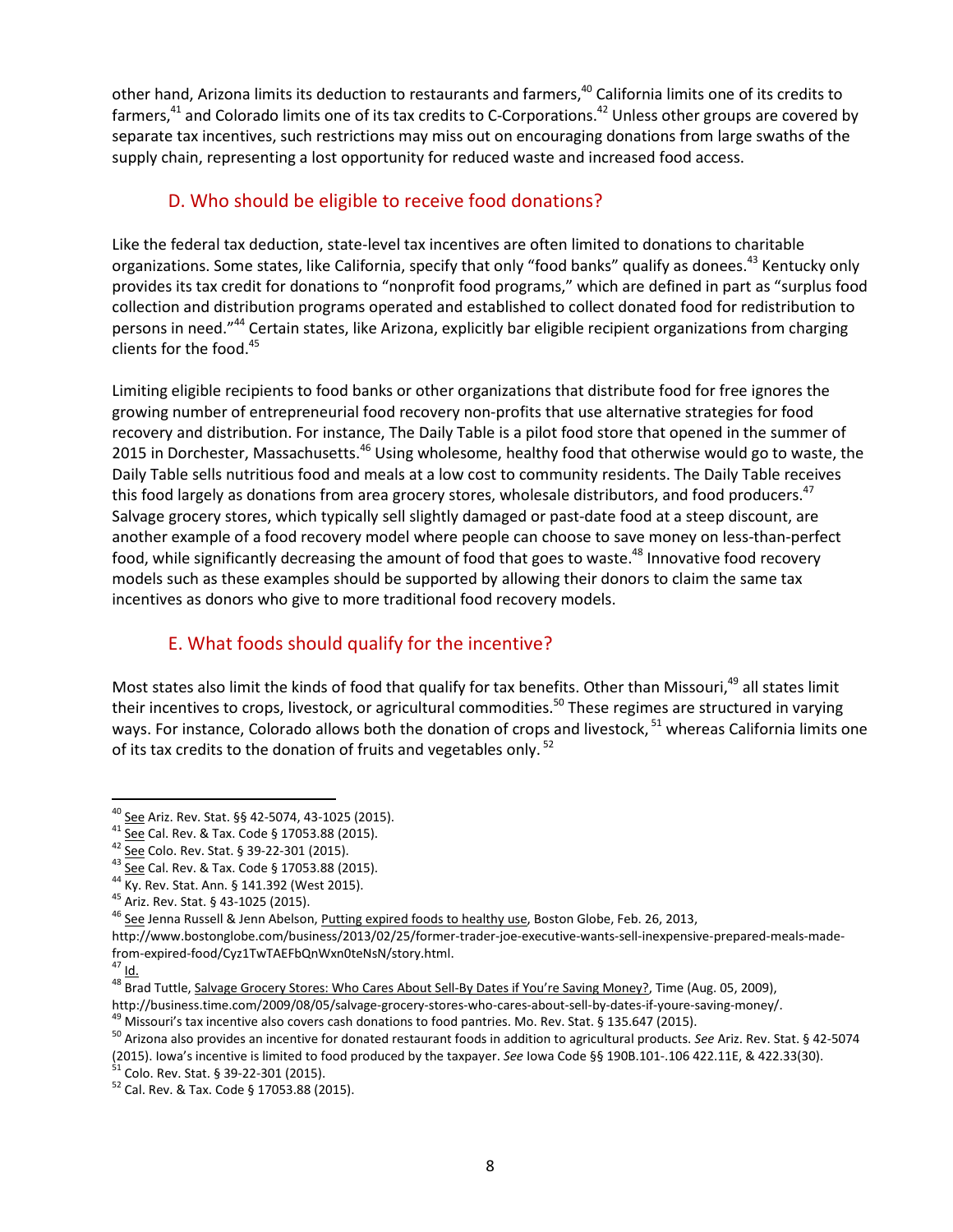other hand, Arizona limits its deduction to restaurants and farmers,[40] California limits one of its credits to farmers,[41] and Colorado limits one of its tax credits to C-Corporations.[42] Unless other groups are covered by separate tax incentives, such restrictions may miss out on encouraging donations from large swaths of the supply chain, representing a lost opportunity for reduced waste and increased food access.

## D. Who should be eligible to receive food donations?

Like the federal tax deduction, state-level tax incentives are often limited to donations to charitable organizations. Some states, like California, specify that only "food banks" qualify as donees.[43] Kentucky only provides its tax credit for donations to "nonprofit food programs," which are defined in part as "surplus food collection and distribution programs operated and established to collect donated food for redistribution to persons in need."[44] Certain states, like Arizona, explicitly bar eligible recipient organizations from charging clients for the food.[45]

Limiting eligible recipients to food banks or other organizations that distribute food for free ignores the growing number of entrepreneurial food recovery non-profits that use alternative strategies for food recovery and distribution. For instance, The Daily Table is a pilot food store that opened in the summer of 2015 in Dorchester, Massachusetts.[46] Using wholesome, healthy food that otherwise would go to waste, the Daily Table sells nutritious food and meals at a low cost to community residents. The Daily Table receives this food largely as donations from area grocery stores, wholesale distributors, and food producers.[47] Salvage grocery stores, which typically sell slightly damaged or past-date food at a steep discount, are another example of a food recovery model where people can choose to save money on less-than-perfect food, while significantly decreasing the amount of food that goes to waste.[48] Innovative food recovery models such as these examples should be supported by allowing their donors to claim the same tax incentives as donors who give to more traditional food recovery models.

## E. What foods should qualify for the incentive?

Most states also limit the kinds of food that qualify for tax benefits. Other than Missouri,[49] all states limit their incentives to crops, livestock, or agricultural commodities.[50] These regimes are structured in varying ways. For instance, Colorado allows both the donation of crops and livestock,[51] whereas California limits one of its tax credits to the donation of fruits and vegetables only.[52]

---

[40] See Ariz. Rev. Stat. §§ 42-5074, 43-1025 (2015).
[41] See Cal. Rev. & Tax. Code § 17053.88 (2015).
[42] See Colo. Rev. Stat. § 39-22-301 (2015).
[43] See Cal. Rev. & Tax. Code § 17053.88 (2015).
[44] Ky. Rev. Stat. Ann. § 141.392 (West 2015).
[45] Ariz. Rev. Stat. § 43-1025 (2015).
[46] See Jenna Russell & Jenn Abelson, Putting expired foods to healthy use, Boston Globe, Feb. 26, 2013, http://www.bostonglobe.com/business/2013/02/25/former-trader-joe-executive-wants-sell-inexpensive-prepared-meals-made-from-expired-food/Cyz1TwTAEFbQnWxn0teNsN/story.html.
[47] Id.
[48] Brad Tuttle, Salvage Grocery Stores: Who Cares About Sell-By Dates if You're Saving Money?, Time (Aug. 05, 2009), http://business.time.com/2009/08/05/salvage-grocery-stores-who-cares-about-sell-by-dates-if-youre-saving-money/.
[49] Missouri's tax incentive also covers cash donations to food pantries. Mo. Rev. Stat. § 135.647 (2015).
[50] Arizona also provides an incentive for donated restaurant foods in addition to agricultural products. *See* Ariz. Rev. Stat. § 42-5074 (2015). Iowa's incentive is limited to food produced by the taxpayer. *See* Iowa Code §§ 190B.101-.106 422.11E, & 422.33(30).
[51] Colo. Rev. Stat. § 39-22-301 (2015).
[52] Cal. Rev. & Tax. Code § 17053.88 (2015).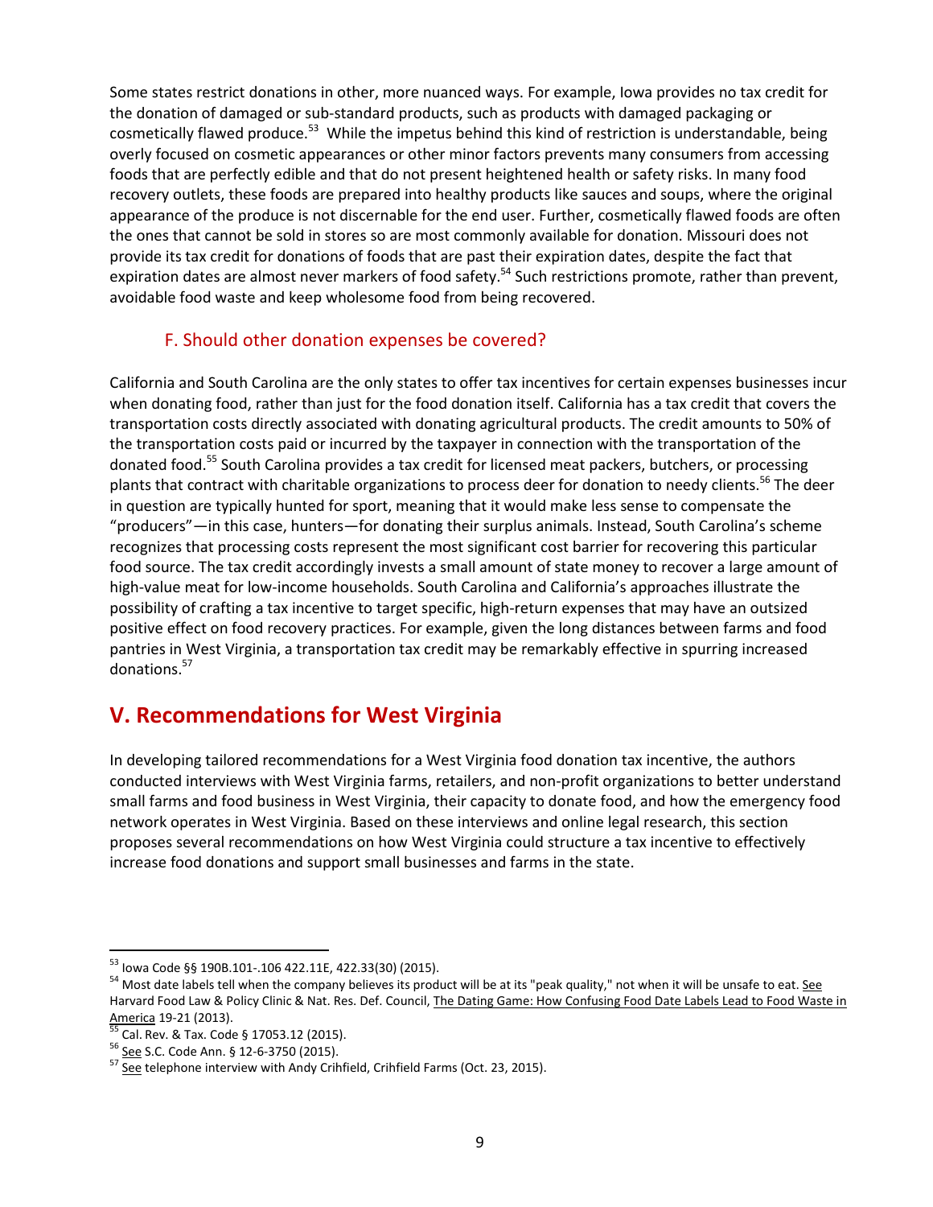Some states restrict donations in other, more nuanced ways. For example, Iowa provides no tax credit for the donation of damaged or sub-standard products, such as products with damaged packaging or cosmetically flawed produce.[53] While the impetus behind this kind of restriction is understandable, being overly focused on cosmetic appearances or other minor factors prevents many consumers from accessing foods that are perfectly edible and that do not present heightened health or safety risks. In many food recovery outlets, these foods are prepared into healthy products like sauces and soups, where the original appearance of the produce is not discernable for the end user. Further, cosmetically flawed foods are often the ones that cannot be sold in stores so are most commonly available for donation. Missouri does not provide its tax credit for donations of foods that are past their expiration dates, despite the fact that expiration dates are almost never markers of food safety.[54] Such restrictions promote, rather than prevent, avoidable food waste and keep wholesome food from being recovered.

### F. Should other donation expenses be covered?

California and South Carolina are the only states to offer tax incentives for certain expenses businesses incur when donating food, rather than just for the food donation itself. California has a tax credit that covers the transportation costs directly associated with donating agricultural products. The credit amounts to 50% of the transportation costs paid or incurred by the taxpayer in connection with the transportation of the donated food.[55] South Carolina provides a tax credit for licensed meat packers, butchers, or processing plants that contract with charitable organizations to process deer for donation to needy clients.[56] The deer in question are typically hunted for sport, meaning that it would make less sense to compensate the "producers"—in this case, hunters—for donating their surplus animals. Instead, South Carolina's scheme recognizes that processing costs represent the most significant cost barrier for recovering this particular food source. The tax credit accordingly invests a small amount of state money to recover a large amount of high-value meat for low-income households. South Carolina and California's approaches illustrate the possibility of crafting a tax incentive to target specific, high-return expenses that may have an outsized positive effect on food recovery practices. For example, given the long distances between farms and food pantries in West Virginia, a transportation tax credit may be remarkably effective in spurring increased donations.[57]

## V. Recommendations for West Virginia

In developing tailored recommendations for a West Virginia food donation tax incentive, the authors conducted interviews with West Virginia farms, retailers, and non-profit organizations to better understand small farms and food business in West Virginia, their capacity to donate food, and how the emergency food network operates in West Virginia. Based on these interviews and online legal research, this section proposes several recommendations on how West Virginia could structure a tax incentive to effectively increase food donations and support small businesses and farms in the state.

---

[53] Iowa Code §§ 190B.101-.106 422.11E, 422.33(30) (2015).

[54] Most date labels tell when the company believes its product will be at its "peak quality," not when it will be unsafe to eat. See Harvard Food Law & Policy Clinic & Nat. Res. Def. Council, The Dating Game: How Confusing Food Date Labels Lead to Food Waste in America 19-21 (2013).

[55] Cal. Rev. & Tax. Code § 17053.12 (2015).

[56] See S.C. Code Ann. § 12-6-3750 (2015).

[57] See telephone interview with Andy Crihfield, Crihfield Farms (Oct. 23, 2015).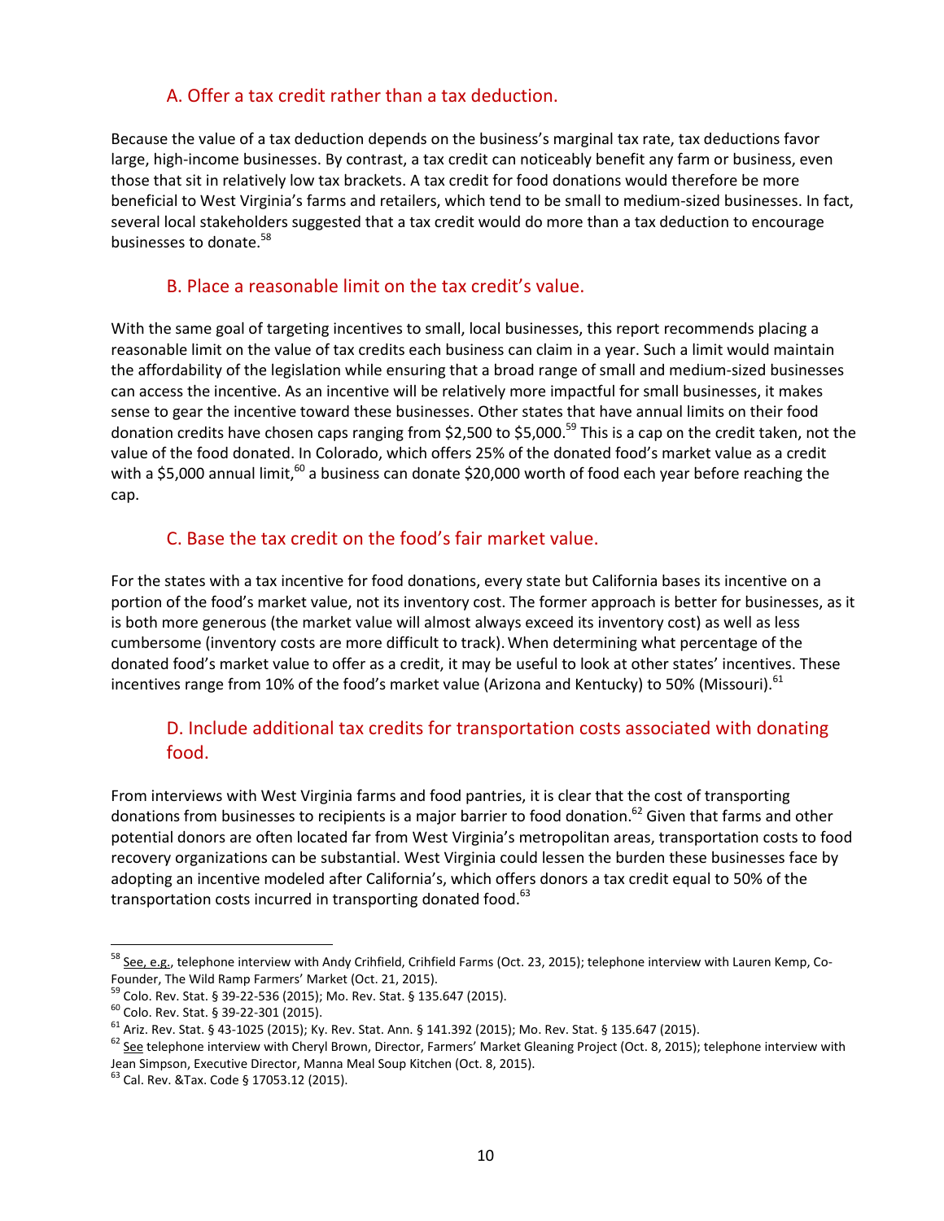### A. Offer a tax credit rather than a tax deduction.

Because the value of a tax deduction depends on the business's marginal tax rate, tax deductions favor large, high-income businesses. By contrast, a tax credit can noticeably benefit any farm or business, even those that sit in relatively low tax brackets. A tax credit for food donations would therefore be more beneficial to West Virginia's farms and retailers, which tend to be small to medium-sized businesses. In fact, several local stakeholders suggested that a tax credit would do more than a tax deduction to encourage businesses to donate.[58]

### B. Place a reasonable limit on the tax credit's value.

With the same goal of targeting incentives to small, local businesses, this report recommends placing a reasonable limit on the value of tax credits each business can claim in a year. Such a limit would maintain the affordability of the legislation while ensuring that a broad range of small and medium-sized businesses can access the incentive. As an incentive will be relatively more impactful for small businesses, it makes sense to gear the incentive toward these businesses. Other states that have annual limits on their food donation credits have chosen caps ranging from $2,500 to $5,000.[59] This is a cap on the credit taken, not the value of the food donated. In Colorado, which offers 25% of the donated food's market value as a credit with a $5,000 annual limit,[60] a business can donate $20,000 worth of food each year before reaching the cap.

### C. Base the tax credit on the food's fair market value.

For the states with a tax incentive for food donations, every state but California bases its incentive on a portion of the food's market value, not its inventory cost. The former approach is better for businesses, as it is both more generous (the market value will almost always exceed its inventory cost) as well as less cumbersome (inventory costs are more difficult to track). When determining what percentage of the donated food's market value to offer as a credit, it may be useful to look at other states' incentives. These incentives range from 10% of the food's market value (Arizona and Kentucky) to 50% (Missouri).[61]

### D. Include additional tax credits for transportation costs associated with donating food.

From interviews with West Virginia farms and food pantries, it is clear that the cost of transporting donations from businesses to recipients is a major barrier to food donation.[62] Given that farms and other potential donors are often located far from West Virginia's metropolitan areas, transportation costs to food recovery organizations can be substantial. West Virginia could lessen the burden these businesses face by adopting an incentive modeled after California's, which offers donors a tax credit equal to 50% of the transportation costs incurred in transporting donated food.[63]

---

[58] See, e.g., telephone interview with Andy Crihfield, Crihfield Farms (Oct. 23, 2015); telephone interview with Lauren Kemp, Co-Founder, The Wild Ramp Farmers' Market (Oct. 21, 2015).

[59] Colo. Rev. Stat. § 39-22-536 (2015); Mo. Rev. Stat. § 135.647 (2015).

[60] Colo. Rev. Stat. § 39-22-301 (2015).

[61] Ariz. Rev. Stat. § 43-1025 (2015); Ky. Rev. Stat. Ann. § 141.392 (2015); Mo. Rev. Stat. § 135.647 (2015).

[62] See telephone interview with Cheryl Brown, Director, Farmers' Market Gleaning Project (Oct. 8, 2015); telephone interview with Jean Simpson, Executive Director, Manna Meal Soup Kitchen (Oct. 8, 2015).

[63] Cal. Rev. &Tax. Code § 17053.12 (2015).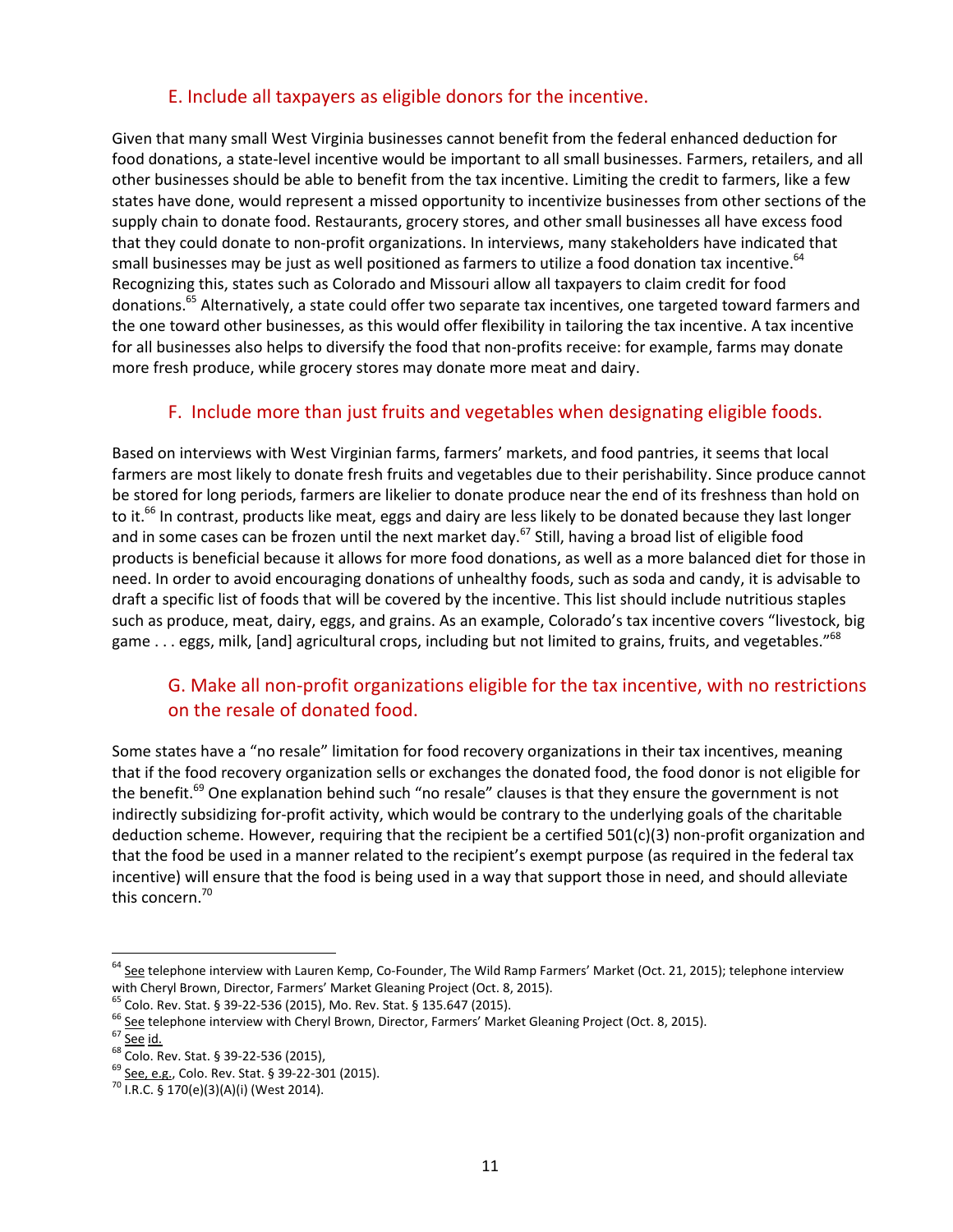### E. Include all taxpayers as eligible donors for the incentive.

Given that many small West Virginia businesses cannot benefit from the federal enhanced deduction for food donations, a state-level incentive would be important to all small businesses. Farmers, retailers, and all other businesses should be able to benefit from the tax incentive. Limiting the credit to farmers, like a few states have done, would represent a missed opportunity to incentivize businesses from other sections of the supply chain to donate food. Restaurants, grocery stores, and other small businesses all have excess food that they could donate to non-profit organizations. In interviews, many stakeholders have indicated that small businesses may be just as well positioned as farmers to utilize a food donation tax incentive.[64] Recognizing this, states such as Colorado and Missouri allow all taxpayers to claim credit for food donations.[65] Alternatively, a state could offer two separate tax incentives, one targeted toward farmers and the one toward other businesses, as this would offer flexibility in tailoring the tax incentive. A tax incentive for all businesses also helps to diversify the food that non-profits receive: for example, farms may donate more fresh produce, while grocery stores may donate more meat and dairy.

### F. Include more than just fruits and vegetables when designating eligible foods.

Based on interviews with West Virginian farms, farmers' markets, and food pantries, it seems that local farmers are most likely to donate fresh fruits and vegetables due to their perishability. Since produce cannot be stored for long periods, farmers are likelier to donate produce near the end of its freshness than hold on to it.[66] In contrast, products like meat, eggs and dairy are less likely to be donated because they last longer and in some cases can be frozen until the next market day.[67] Still, having a broad list of eligible food products is beneficial because it allows for more food donations, as well as a more balanced diet for those in need. In order to avoid encouraging donations of unhealthy foods, such as soda and candy, it is advisable to draft a specific list of foods that will be covered by the incentive. This list should include nutritious staples such as produce, meat, dairy, eggs, and grains. As an example, Colorado's tax incentive covers "livestock, big game . . . eggs, milk, [and] agricultural crops, including but not limited to grains, fruits, and vegetables."[68]

### G. Make all non-profit organizations eligible for the tax incentive, with no restrictions on the resale of donated food.

Some states have a "no resale" limitation for food recovery organizations in their tax incentives, meaning that if the food recovery organization sells or exchanges the donated food, the food donor is not eligible for the benefit.[69] One explanation behind such "no resale" clauses is that they ensure the government is not indirectly subsidizing for-profit activity, which would be contrary to the underlying goals of the charitable deduction scheme. However, requiring that the recipient be a certified 501(c)(3) non-profit organization and that the food be used in a manner related to the recipient's exempt purpose (as required in the federal tax incentive) will ensure that the food is being used in a way that support those in need, and should alleviate this concern.[70]

---

[64] See telephone interview with Lauren Kemp, Co-Founder, The Wild Ramp Farmers' Market (Oct. 21, 2015); telephone interview with Cheryl Brown, Director, Farmers' Market Gleaning Project (Oct. 8, 2015).

[65] Colo. Rev. Stat. § 39-22-536 (2015), Mo. Rev. Stat. § 135.647 (2015).

[66] See telephone interview with Cheryl Brown, Director, Farmers' Market Gleaning Project (Oct. 8, 2015).

[67] See id.

[68] Colo. Rev. Stat. § 39-22-536 (2015),

[69] See, e.g., Colo. Rev. Stat. § 39-22-301 (2015).

[70] I.R.C. § 170(e)(3)(A)(i) (West 2014).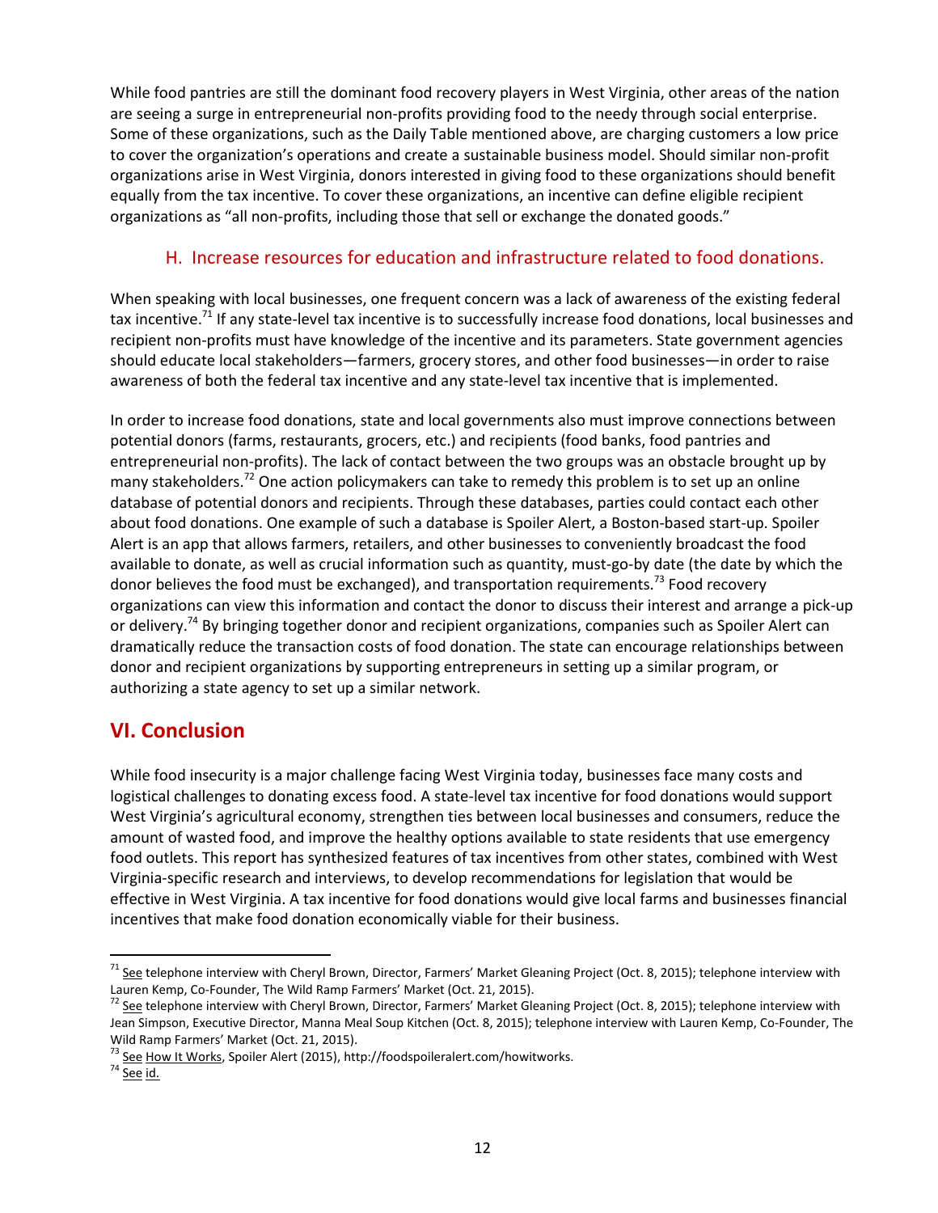While food pantries are still the dominant food recovery players in West Virginia, other areas of the nation are seeing a surge in entrepreneurial non-profits providing food to the needy through social enterprise. Some of these organizations, such as the Daily Table mentioned above, are charging customers a low price to cover the organization's operations and create a sustainable business model. Should similar non-profit organizations arise in West Virginia, donors interested in giving food to these organizations should benefit equally from the tax incentive. To cover these organizations, an incentive can define eligible recipient organizations as "all non-profits, including those that sell or exchange the donated goods."

### H. Increase resources for education and infrastructure related to food donations.

When speaking with local businesses, one frequent concern was a lack of awareness of the existing federal tax incentive.[71] If any state-level tax incentive is to successfully increase food donations, local businesses and recipient non-profits must have knowledge of the incentive and its parameters. State government agencies should educate local stakeholders—farmers, grocery stores, and other food businesses—in order to raise awareness of both the federal tax incentive and any state-level tax incentive that is implemented.

In order to increase food donations, state and local governments also must improve connections between potential donors (farms, restaurants, grocers, etc.) and recipients (food banks, food pantries and entrepreneurial non-profits). The lack of contact between the two groups was an obstacle brought up by many stakeholders.[72] One action policymakers can take to remedy this problem is to set up an online database of potential donors and recipients. Through these databases, parties could contact each other about food donations. One example of such a database is Spoiler Alert, a Boston-based start-up. Spoiler Alert is an app that allows farmers, retailers, and other businesses to conveniently broadcast the food available to donate, as well as crucial information such as quantity, must-go-by date (the date by which the donor believes the food must be exchanged), and transportation requirements.[73] Food recovery organizations can view this information and contact the donor to discuss their interest and arrange a pick-up or delivery.[74] By bringing together donor and recipient organizations, companies such as Spoiler Alert can dramatically reduce the transaction costs of food donation. The state can encourage relationships between donor and recipient organizations by supporting entrepreneurs in setting up a similar program, or authorizing a state agency to set up a similar network.

## VI. Conclusion

While food insecurity is a major challenge facing West Virginia today, businesses face many costs and logistical challenges to donating excess food. A state-level tax incentive for food donations would support West Virginia's agricultural economy, strengthen ties between local businesses and consumers, reduce the amount of wasted food, and improve the healthy options available to state residents that use emergency food outlets. This report has synthesized features of tax incentives from other states, combined with West Virginia-specific research and interviews, to develop recommendations for legislation that would be effective in West Virginia. A tax incentive for food donations would give local farms and businesses financial incentives that make food donation economically viable for their business.

---

[71] See telephone interview with Cheryl Brown, Director, Farmers' Market Gleaning Project (Oct. 8, 2015); telephone interview with Lauren Kemp, Co-Founder, The Wild Ramp Farmers' Market (Oct. 21, 2015).

[72] See telephone interview with Cheryl Brown, Director, Farmers' Market Gleaning Project (Oct. 8, 2015); telephone interview with Jean Simpson, Executive Director, Manna Meal Soup Kitchen (Oct. 8, 2015); telephone interview with Lauren Kemp, Co-Founder, The Wild Ramp Farmers' Market (Oct. 21, 2015).

[73] See How It Works, Spoiler Alert (2015), http://foodspoileralert.com/howitworks.

[74] See id.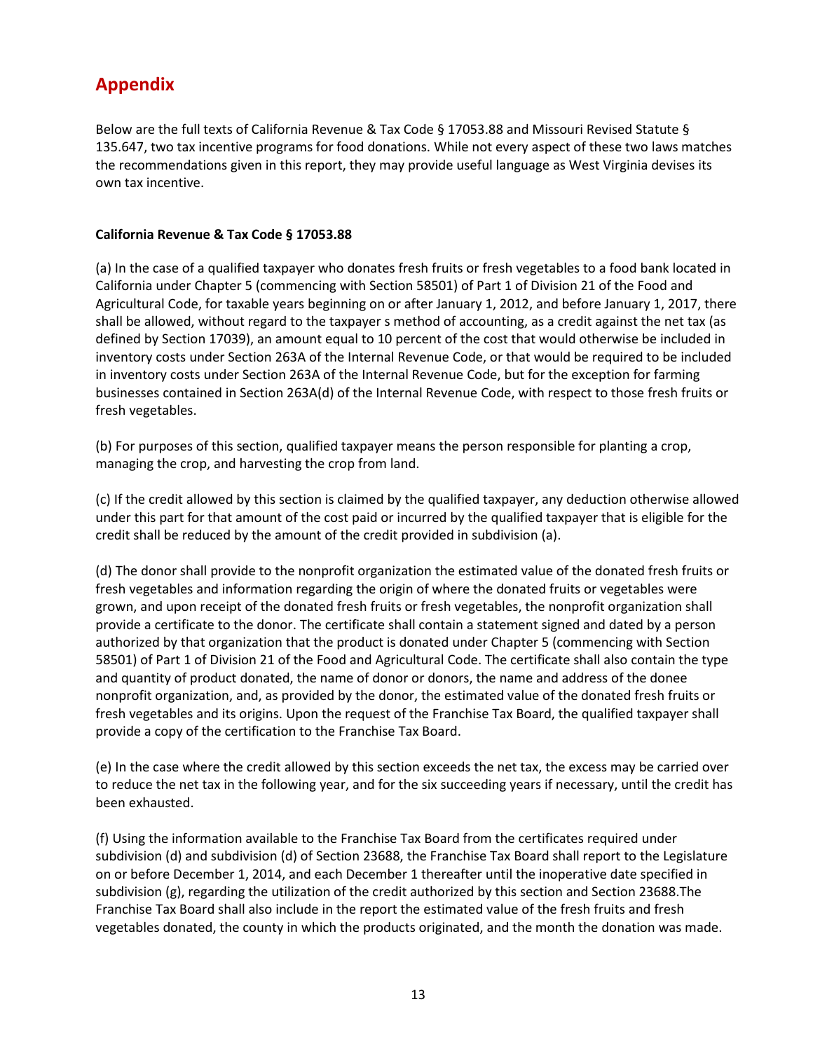# Appendix

Below are the full texts of California Revenue & Tax Code § 17053.88 and Missouri Revised Statute § 135.647, two tax incentive programs for food donations. While not every aspect of these two laws matches the recommendations given in this report, they may provide useful language as West Virginia devises its own tax incentive.

**California Revenue & Tax Code § 17053.88**

(a) In the case of a qualified taxpayer who donates fresh fruits or fresh vegetables to a food bank located in California under Chapter 5 (commencing with Section 58501) of Part 1 of Division 21 of the Food and Agricultural Code, for taxable years beginning on or after January 1, 2012, and before January 1, 2017, there shall be allowed, without regard to the taxpayer s method of accounting, as a credit against the net tax (as defined by Section 17039), an amount equal to 10 percent of the cost that would otherwise be included in inventory costs under Section 263A of the Internal Revenue Code, or that would be required to be included in inventory costs under Section 263A of the Internal Revenue Code, but for the exception for farming businesses contained in Section 263A(d) of the Internal Revenue Code, with respect to those fresh fruits or fresh vegetables.

(b) For purposes of this section, qualified taxpayer means the person responsible for planting a crop, managing the crop, and harvesting the crop from land.

(c) If the credit allowed by this section is claimed by the qualified taxpayer, any deduction otherwise allowed under this part for that amount of the cost paid or incurred by the qualified taxpayer that is eligible for the credit shall be reduced by the amount of the credit provided in subdivision (a).

(d) The donor shall provide to the nonprofit organization the estimated value of the donated fresh fruits or fresh vegetables and information regarding the origin of where the donated fruits or vegetables were grown, and upon receipt of the donated fresh fruits or fresh vegetables, the nonprofit organization shall provide a certificate to the donor. The certificate shall contain a statement signed and dated by a person authorized by that organization that the product is donated under Chapter 5 (commencing with Section 58501) of Part 1 of Division 21 of the Food and Agricultural Code. The certificate shall also contain the type and quantity of product donated, the name of donor or donors, the name and address of the donee nonprofit organization, and, as provided by the donor, the estimated value of the donated fresh fruits or fresh vegetables and its origins. Upon the request of the Franchise Tax Board, the qualified taxpayer shall provide a copy of the certification to the Franchise Tax Board.

(e) In the case where the credit allowed by this section exceeds the net tax, the excess may be carried over to reduce the net tax in the following year, and for the six succeeding years if necessary, until the credit has been exhausted.

(f) Using the information available to the Franchise Tax Board from the certificates required under subdivision (d) and subdivision (d) of Section 23688, the Franchise Tax Board shall report to the Legislature on or before December 1, 2014, and each December 1 thereafter until the inoperative date specified in subdivision (g), regarding the utilization of the credit authorized by this section and Section 23688.The Franchise Tax Board shall also include in the report the estimated value of the fresh fruits and fresh vegetables donated, the county in which the products originated, and the month the donation was made.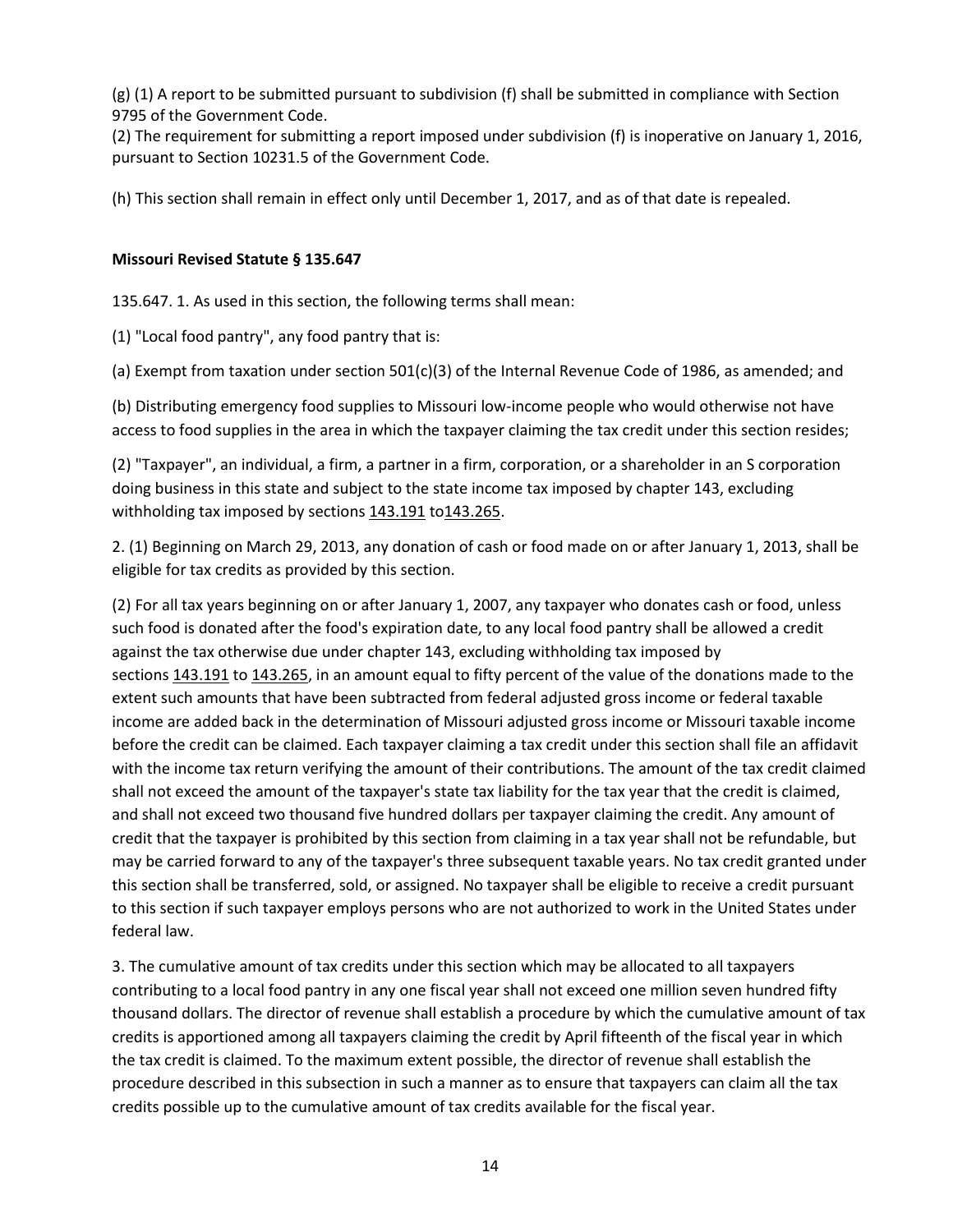(g) (1) A report to be submitted pursuant to subdivision (f) shall be submitted in compliance with Section 9795 of the Government Code.
(2) The requirement for submitting a report imposed under subdivision (f) is inoperative on January 1, 2016, pursuant to Section 10231.5 of the Government Code.

(h) This section shall remain in effect only until December 1, 2017, and as of that date is repealed.

**Missouri Revised Statute § 135.647**

135.647. 1. As used in this section, the following terms shall mean:

(1) "Local food pantry", any food pantry that is:

(a) Exempt from taxation under section 501(c)(3) of the Internal Revenue Code of 1986, as amended; and

(b) Distributing emergency food supplies to Missouri low-income people who would otherwise not have access to food supplies in the area in which the taxpayer claiming the tax credit under this section resides;

(2) "Taxpayer", an individual, a firm, a partner in a firm, corporation, or a shareholder in an S corporation doing business in this state and subject to the state income tax imposed by chapter 143, excluding withholding tax imposed by sections 143.191 to143.265.

2. (1) Beginning on March 29, 2013, any donation of cash or food made on or after January 1, 2013, shall be eligible for tax credits as provided by this section.

(2) For all tax years beginning on or after January 1, 2007, any taxpayer who donates cash or food, unless such food is donated after the food's expiration date, to any local food pantry shall be allowed a credit against the tax otherwise due under chapter 143, excluding withholding tax imposed by sections 143.191 to 143.265, in an amount equal to fifty percent of the value of the donations made to the extent such amounts that have been subtracted from federal adjusted gross income or federal taxable income are added back in the determination of Missouri adjusted gross income or Missouri taxable income before the credit can be claimed. Each taxpayer claiming a tax credit under this section shall file an affidavit with the income tax return verifying the amount of their contributions. The amount of the tax credit claimed shall not exceed the amount of the taxpayer's state tax liability for the tax year that the credit is claimed, and shall not exceed two thousand five hundred dollars per taxpayer claiming the credit. Any amount of credit that the taxpayer is prohibited by this section from claiming in a tax year shall not be refundable, but may be carried forward to any of the taxpayer's three subsequent taxable years. No tax credit granted under this section shall be transferred, sold, or assigned. No taxpayer shall be eligible to receive a credit pursuant to this section if such taxpayer employs persons who are not authorized to work in the United States under federal law.

3. The cumulative amount of tax credits under this section which may be allocated to all taxpayers contributing to a local food pantry in any one fiscal year shall not exceed one million seven hundred fifty thousand dollars. The director of revenue shall establish a procedure by which the cumulative amount of tax credits is apportioned among all taxpayers claiming the credit by April fifteenth of the fiscal year in which the tax credit is claimed. To the maximum extent possible, the director of revenue shall establish the procedure described in this subsection in such a manner as to ensure that taxpayers can claim all the tax credits possible up to the cumulative amount of tax credits available for the fiscal year.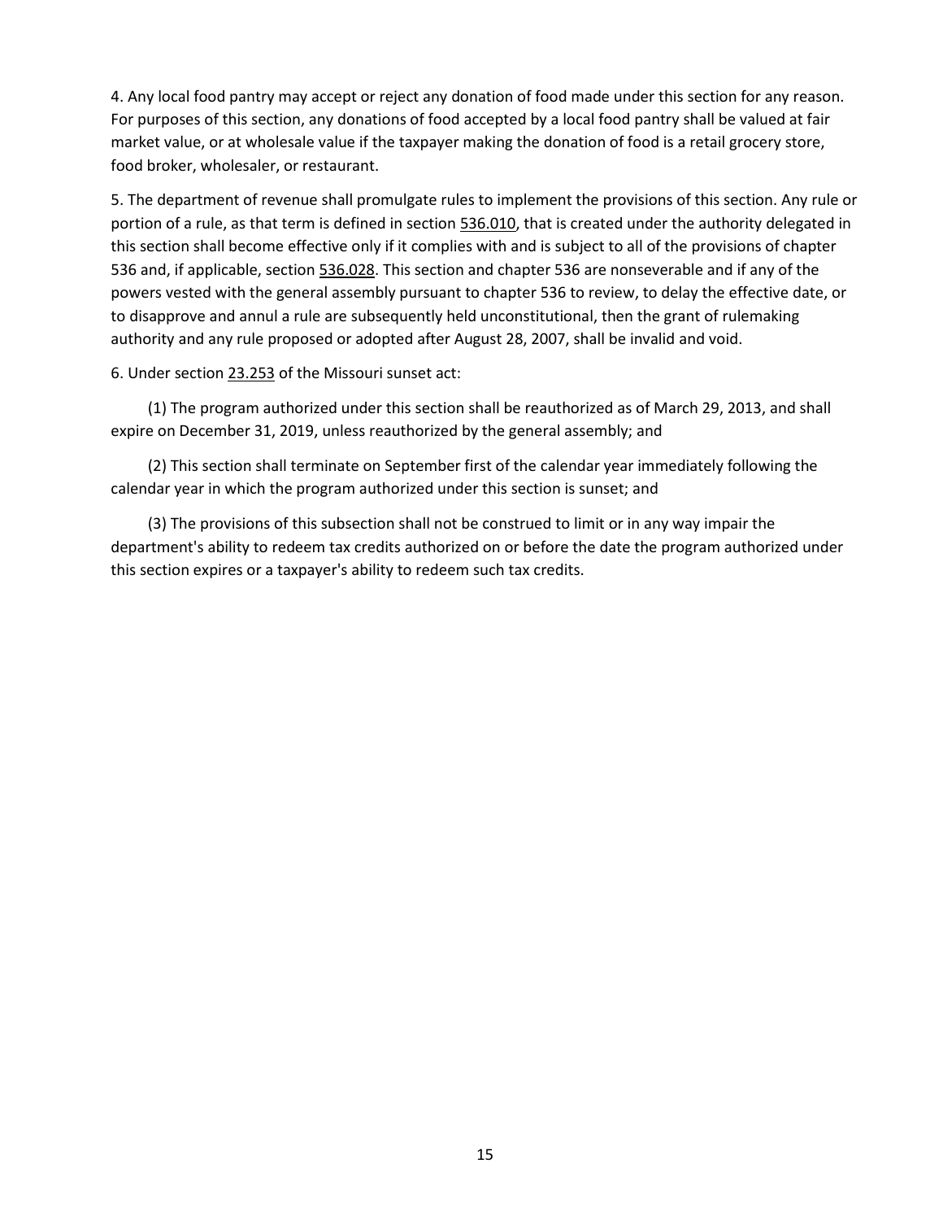4. Any local food pantry may accept or reject any donation of food made under this section for any reason. For purposes of this section, any donations of food accepted by a local food pantry shall be valued at fair market value, or at wholesale value if the taxpayer making the donation of food is a retail grocery store, food broker, wholesaler, or restaurant.

5. The department of revenue shall promulgate rules to implement the provisions of this section. Any rule or portion of a rule, as that term is defined in section 536.010, that is created under the authority delegated in this section shall become effective only if it complies with and is subject to all of the provisions of chapter 536 and, if applicable, section 536.028. This section and chapter 536 are nonseverable and if any of the powers vested with the general assembly pursuant to chapter 536 to review, to delay the effective date, or to disapprove and annul a rule are subsequently held unconstitutional, then the grant of rulemaking authority and any rule proposed or adopted after August 28, 2007, shall be invalid and void.

6. Under section 23.253 of the Missouri sunset act:

(1) The program authorized under this section shall be reauthorized as of March 29, 2013, and shall expire on December 31, 2019, unless reauthorized by the general assembly; and

(2) This section shall terminate on September first of the calendar year immediately following the calendar year in which the program authorized under this section is sunset; and

(3) The provisions of this subsection shall not be construed to limit or in any way impair the department's ability to redeem tax credits authorized on or before the date the program authorized under this section expires or a taxpayer's ability to redeem such tax credits.